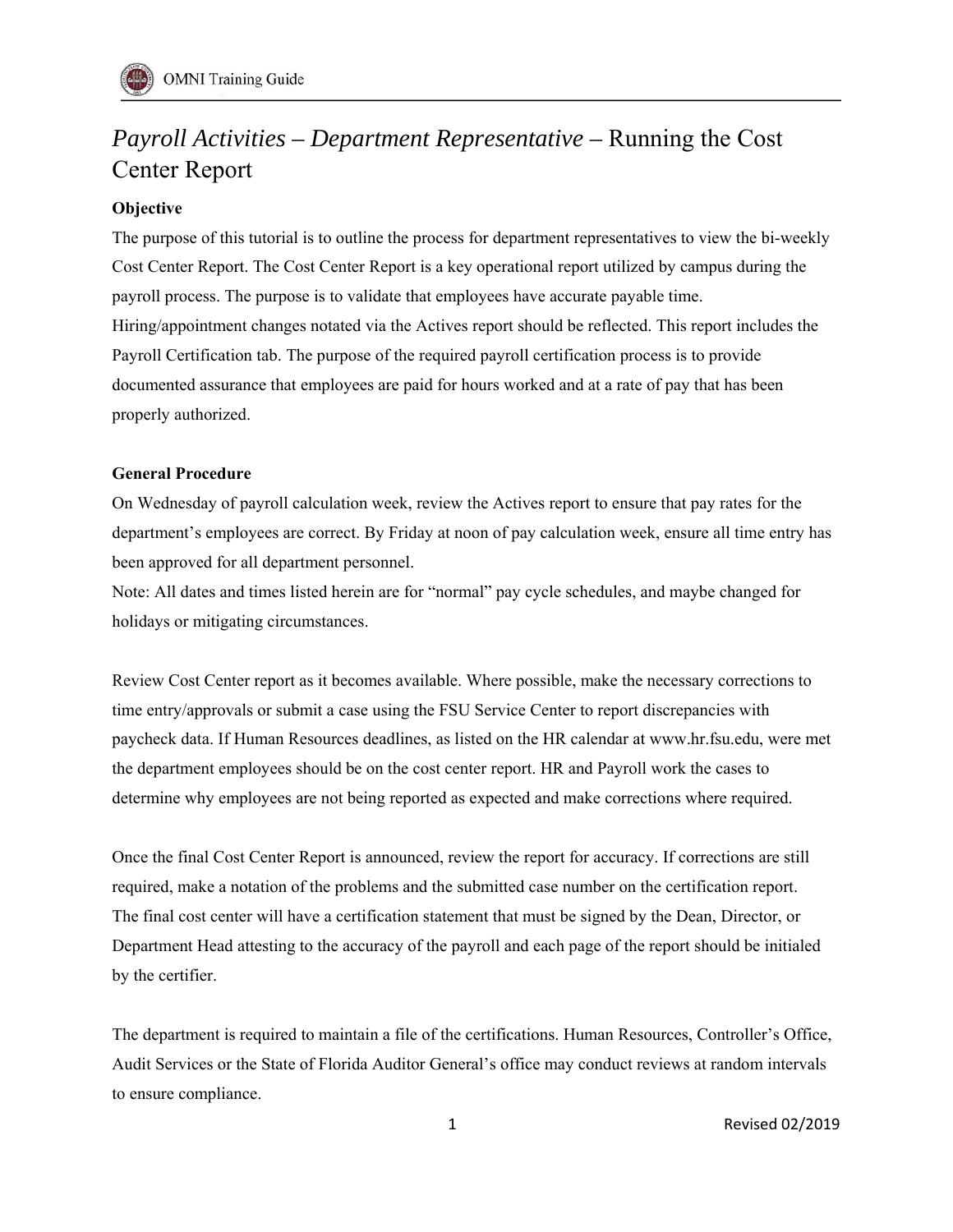# *Payroll Activities – Department Representative* – Running the Cost Center Report

**Objective**

The purpose of this tutorial is to outline the process for department representatives to view the bi-weekly Cost Center Report. The Cost Center Report is a key operational report utilized by campus during the payroll process. The purpose is to validate that employees have accurate payable time. Hiring/appointment changes notated via the Actives report should be reflected. This report includes the Payroll Certification tab. The purpose of the required payroll certification process is to provide documented assurance that employees are paid for hours worked and at a rate of pay that has been properly authorized.

**General Procedure**

On Wednesday of payroll calculation week, review the Actives report to ensure that pay rates for the department's employees are correct. By Friday at noon of pay calculation week, ensure all time entry has been approved for all department personnel.
Note: All dates and times listed herein are for "normal" pay cycle schedules, and maybe changed for holidays or mitigating circumstances.

Review Cost Center report as it becomes available. Where possible, make the necessary corrections to time entry/approvals or submit a case using the FSU Service Center to report discrepancies with paycheck data. If Human Resources deadlines, as listed on the HR calendar at www.hr.fsu.edu, were met the department employees should be on the cost center report. HR and Payroll work the cases to determine why employees are not being reported as expected and make corrections where required.

Once the final Cost Center Report is announced, review the report for accuracy. If corrections are still required, make a notation of the problems and the submitted case number on the certification report. The final cost center will have a certification statement that must be signed by the Dean, Director, or Department Head attesting to the accuracy of the payroll and each page of the report should be initialed by the certifier.

The department is required to maintain a file of the certifications. Human Resources, Controller's Office, Audit Services or the State of Florida Auditor General's office may conduct reviews at random intervals to ensure compliance.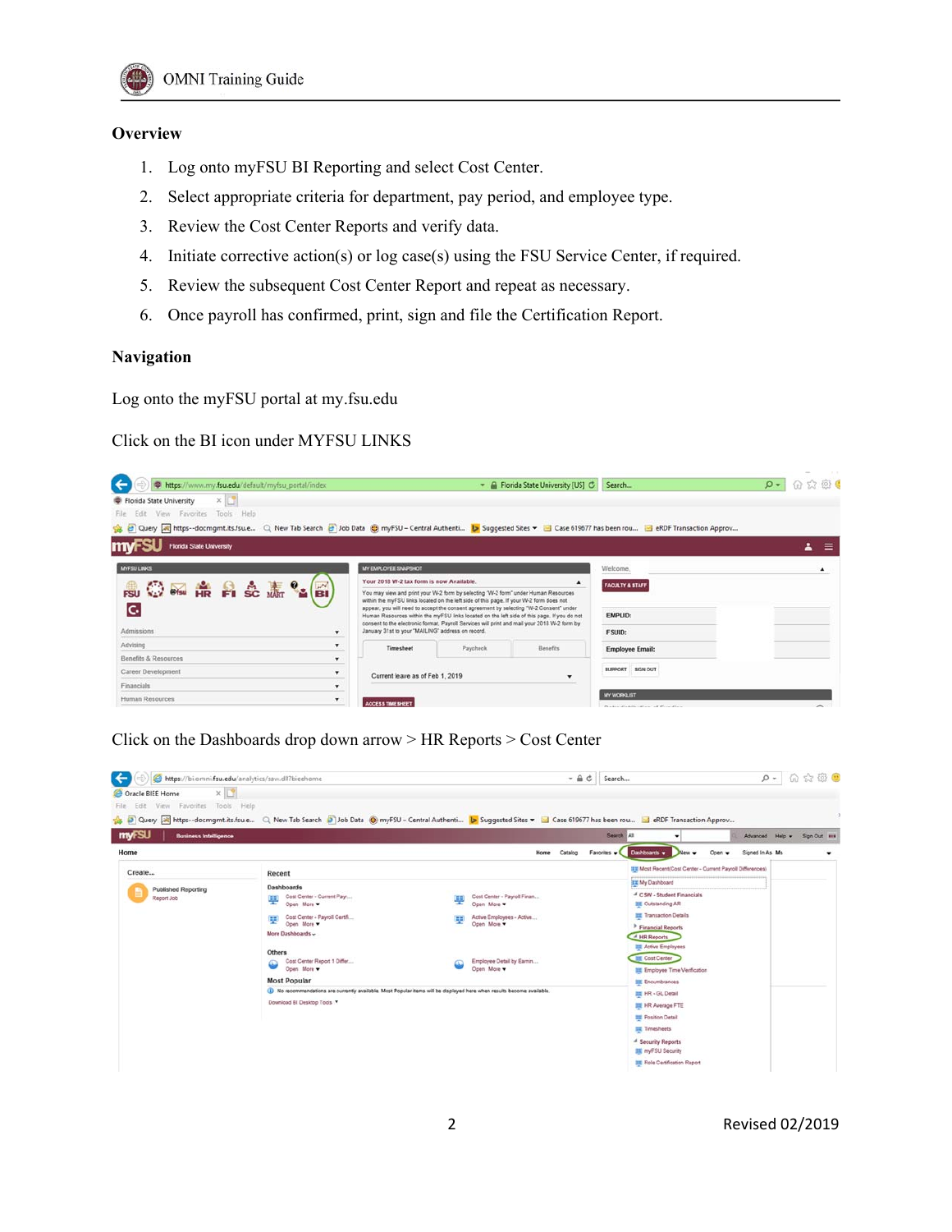## Overview

1. Log onto myFSU BI Reporting and select Cost Center.
2. Select appropriate criteria for department, pay period, and employee type.
3. Review the Cost Center Reports and verify data.
4. Initiate corrective action(s) or log case(s) using the FSU Service Center, if required.
5. Review the subsequent Cost Center Report and repeat as necessary.
6. Once payroll has confirmed, print, sign and file the Certification Report.

## Navigation

Log onto the myFSU portal at my.fsu.edu

Click on the BI icon under MYFSU LINKS

Click on the Dashboards drop down arrow > HR Reports > Cost Center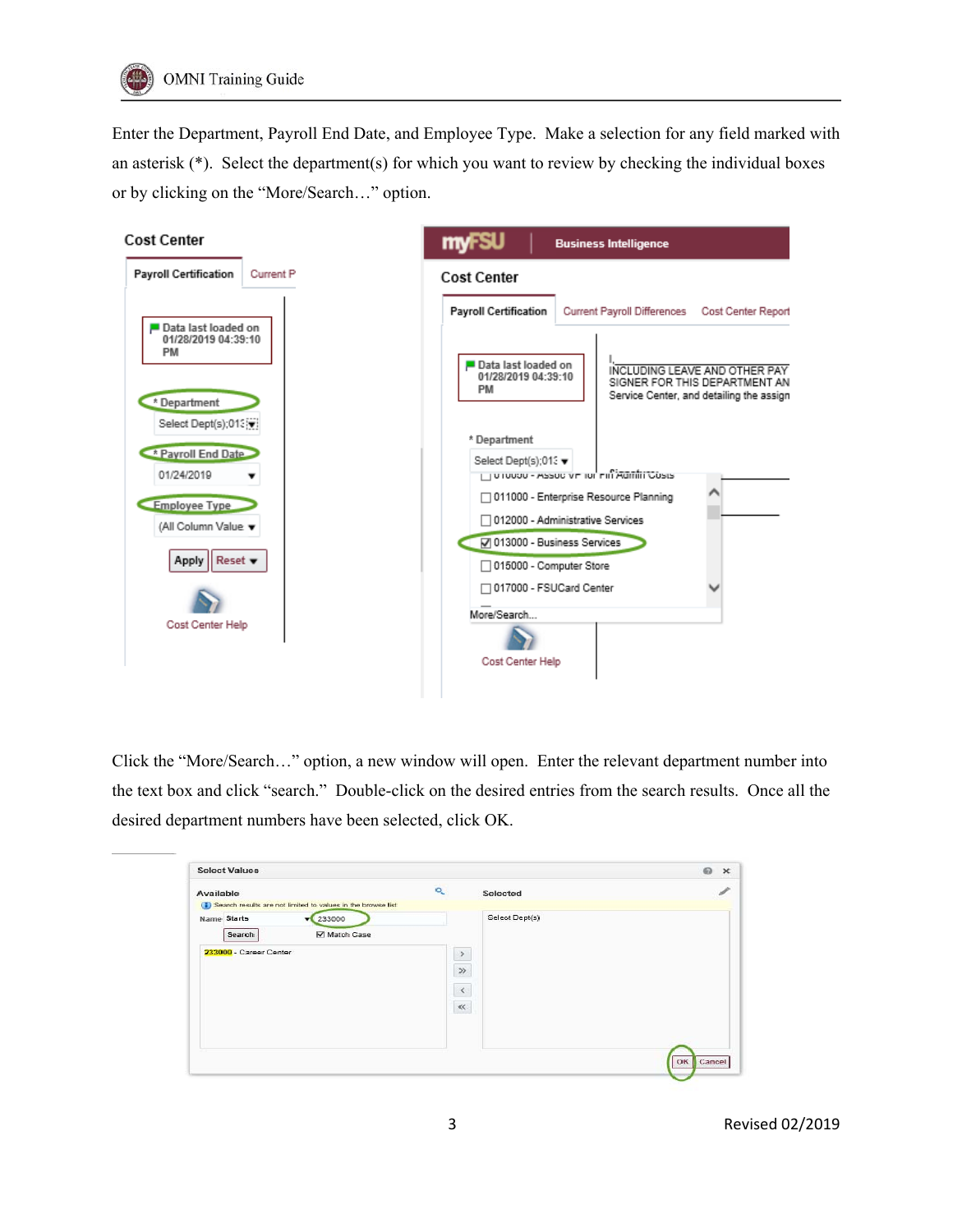Enter the Department, Payroll End Date, and Employee Type. Make a selection for any field marked with an asterisk (*). Select the department(s) for which you want to review by checking the individual boxes or by clicking on the "More/Search…" option.

Click the "More/Search…" option, a new window will open. Enter the relevant department number into the text box and click "search." Double-click on the desired entries from the search results. Once all the desired department numbers have been selected, click OK.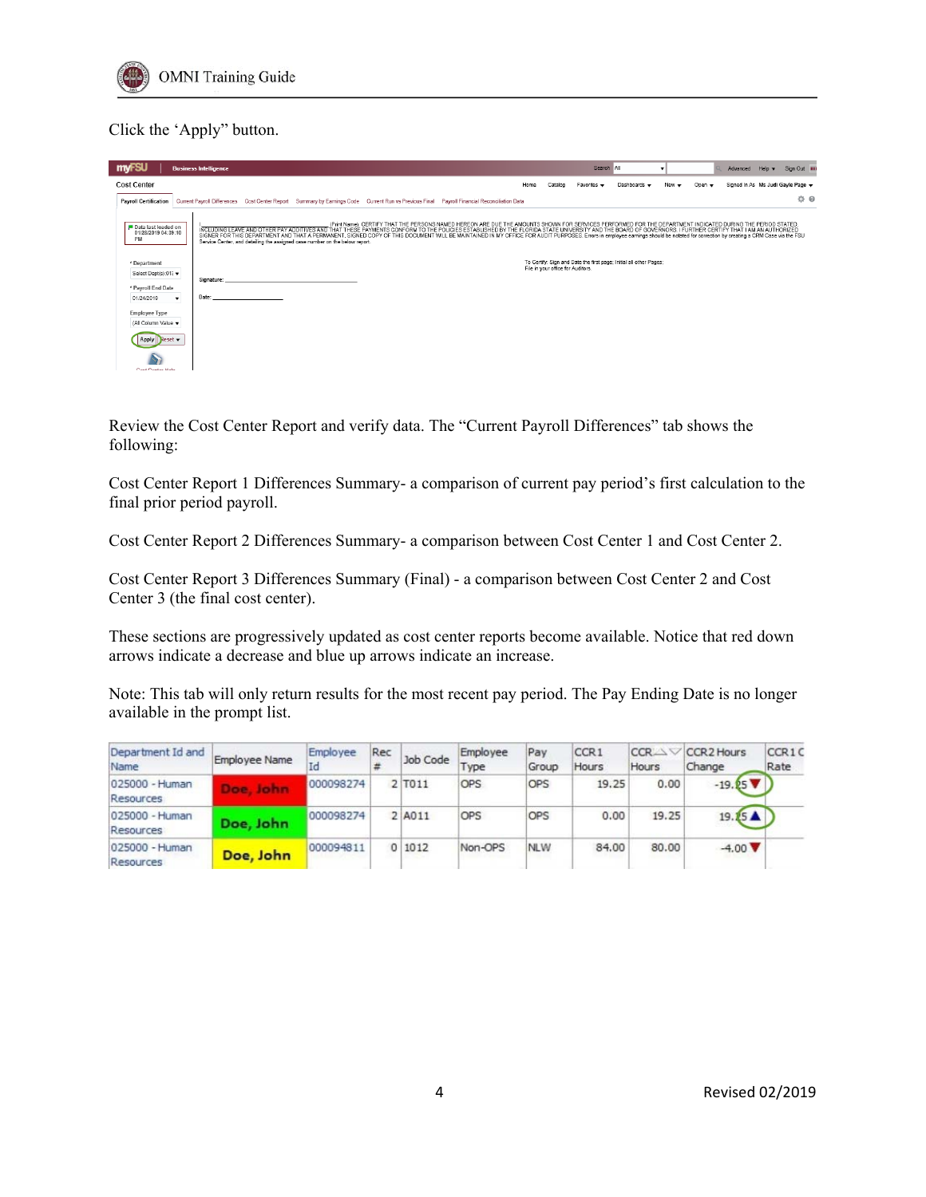Click the 'Apply" button.

Review the Cost Center Report and verify data. The "Current Payroll Differences" tab shows the following:

Cost Center Report 1 Differences Summary- a comparison of current pay period's first calculation to the final prior period payroll.

Cost Center Report 2 Differences Summary- a comparison between Cost Center 1 and Cost Center 2.

Cost Center Report 3 Differences Summary (Final) - a comparison between Cost Center 2 and Cost Center 3 (the final cost center).

These sections are progressively updated as cost center reports become available. Notice that red down arrows indicate a decrease and blue up arrows indicate an increase.

Note: This tab will only return results for the most recent pay period. The Pay Ending Date is no longer available in the prompt list.

| Department Id and Name | Employee Name | Employee Id | Rec # | Job Code | Employee Type | Pay Group | CCR1 Hours | CCR Hours | CCR2 Hours Change | CCR1 C Rate |
|---|---|---|---|---|---|---|---|---|---|---|
| 025000 - Human Resources | Doe, John | 000098274 | 2 | T011 | OPS | OPS | 19.25 | 0.00 | -19.25 ▼ | |
| 025000 - Human Resources | Doe, John | 000098274 | 2 | A011 | OPS | OPS | 0.00 | 19.25 | 19.25 ▲ | |
| 025000 - Human Resources | Doe, John | 000094811 | 0 | 1012 | Non-OPS | NLW | 84.00 | 80.00 | -4.00 ▼ | |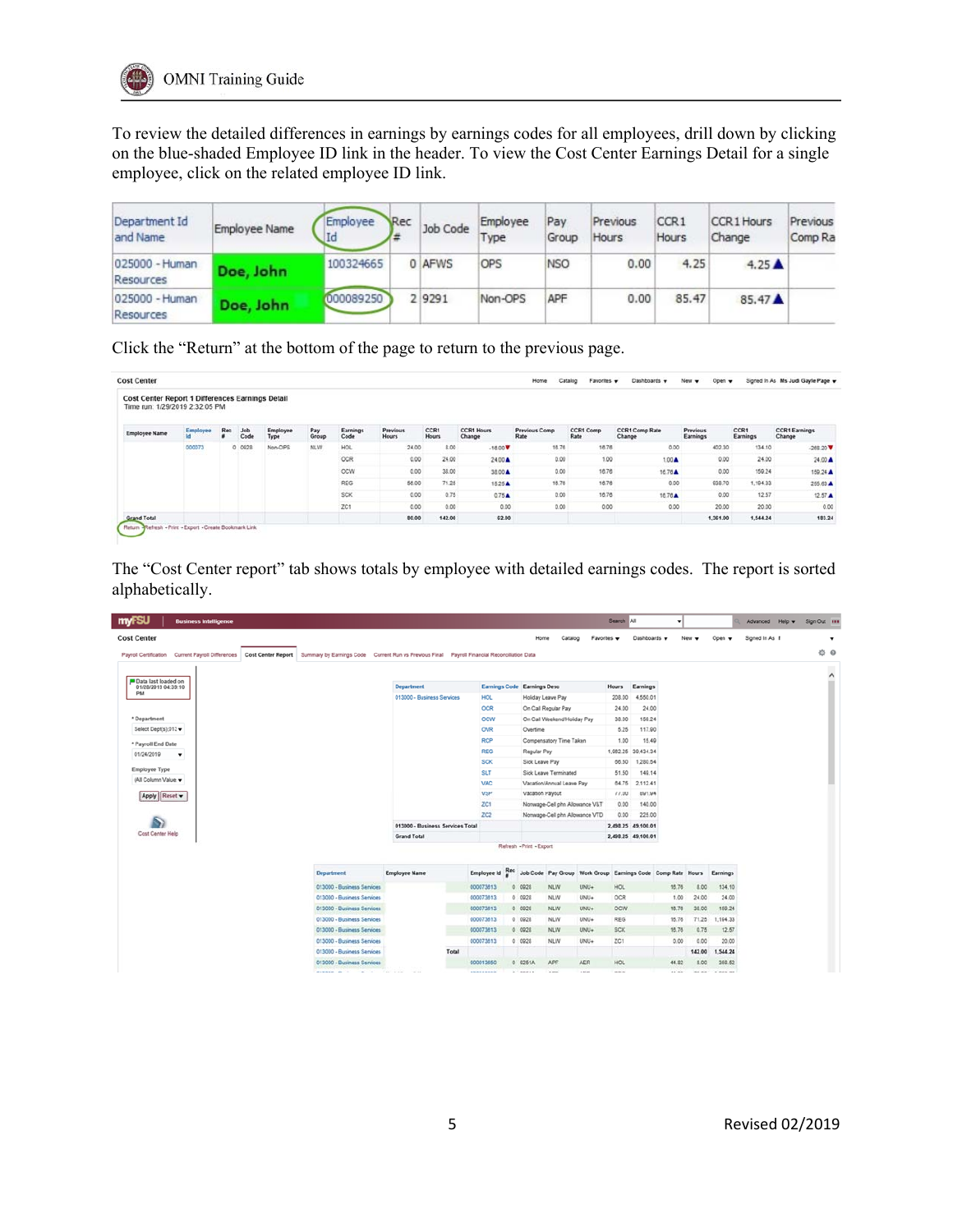To review the detailed differences in earnings by earnings codes for all employees, drill down by clicking on the blue-shaded Employee ID link in the header. To view the Cost Center Earnings Detail for a single employee, click on the related employee ID link.

| Department Id and Name | Employee Name | Employee Id | Rec # | Job Code | Employee Type | Pay Group | Previous Hours | CCR1 Hours | CCR1 Hours Change | Previous Comp Ra |
|---|---|---|---|---|---|---|---|---|---|---|
| 025000 - Human Resources | Doe, John | 100324665 | 0 | AFWS | OPS | NSO | 0.00 | 4.25 | 4.25 ▲ | |
| 025000 - Human Resources | Doe, John | 000089250 | 2 | 9291 | Non-OPS | APF | 0.00 | 85.47 | 85.47 ▲ | |

Click the "Return" at the bottom of the page to return to the previous page.

Cost Center

Cost Center Report 1 Differences Earnings Detail
Time run: 1/29/2019 2:32:05 PM

| Employee Name | Employee Id | Rec # | Job Code | Employee Type | Pay Group | Earnings Code | Previous Hours | CCR1 Hours | CCR1 Hours Change | Previous Comp Rate | CCR1 Comp Rate | CCR1 Comp Rate Change | Previous Earnings | CCR1 Earnings | CCR1 Earnings Change |
|---|---|---|---|---|---|---|---|---|---|---|---|---|---|---|---|
| | 000373 | 0 | 0928 | Non-OPS | NLW | HOL | 24.00 | 8.00 | -16.00 ▼ | 16.76 | 16.76 | 0.00 | 402.30 | 134.10 | -268.20 ▼ |
| | | | | | | OCR | 0.00 | 24.00 | 24.00 ▲ | 0.00 | 1.00 | 1.00 ▲ | 0.00 | 24.00 | 24.00 ▲ |
| | | | | | | OCW | 0.00 | 38.00 | 38.00 ▲ | 0.00 | 16.76 | 16.76 ▲ | 0.00 | 159.24 | 159.24 ▲ |
| | | | | | | REG | 56.00 | 71.25 | 15.25 ▲ | 16.76 | 16.76 | 0.00 | 938.70 | 1,194.33 | 255.63 ▲ |
| | | | | | | SCK | 0.00 | 0.75 | 0.75 ▲ | 0.00 | 16.76 | 16.76 ▲ | 0.00 | 12.57 | 12.57 ▲ |
| | | | | | | ZC1 | 0.00 | 0.00 | 0.00 | 0.00 | 0.00 | 0.00 | 20.00 | 20.00 | 0.00 |
| Grand Total | | | | | | | 80.00 | 142.00 | 62.00 | | | | 1,361.00 | 1,544.24 | 183.24 |

Return - Refresh - Print - Export - Create Bookmark Link

The "Cost Center report" tab shows totals by employee with detailed earnings codes. The report is sorted alphabetically.

myFSU | Business Intelligence

Cost Center

Payroll Certification | Current Payroll Differences | Cost Center Report | Summary by Earnings Code | Current Run vs Previous Final | Payroll Financial Reconciliation Data

Data last loaded on 01/28/2019 04:39:10 PM

\* Department: Select Dept(s):012
\* Payroll End Date: 01/24/2019
Employee Type: (All Column Values)
Apply | Reset

Cost Center Help

| Department | Earnings Code | Earnings Desc | Hours | Earnings |
|---|---|---|---|---|
| 013000 - Business Services | HOL | Holiday Leave Pay | 208.00 | 4,556.01 |
| | OCR | On Call Regular Pay | 24.00 | 24.00 |
| | OCW | On Call Weekend/Holiday Pay | 38.00 | 159.24 |
| | OVR | Overtime | 5.25 | 117.90 |
| | RCP | Compensatory Time Taken | 1.00 | 15.49 |
| | REG | Regular Pay | 1,982.25 | 39,434.34 |
| | SCK | Sick Leave Pay | 66.50 | 1,280.54 |
| | SLT | Sick Leave Terminated | 51.50 | 149.14 |
| | VAC | Vacation/Annual Leave Pay | 84.75 | 2,112.41 |
| | VSP | Vacation Payout | 77.00 | 891.94 |
| | ZC1 | Nonwage-Cell phn Allowance V&T | 0.00 | 140.00 |
| | ZC2 | Nonwage-Cell phn Allowance VTD | 0.00 | 225.00 |
| 013000 - Business Services Total | | | 2,498.25 | 49,106.01 |
| Grand Total | | | 2,498.25 | 49,106.01 |

Refresh - Print - Export

| Department | Employee Name | Employee Id | Rec # | Job Code | Pay Group | Work Group | Earnings Code | Comp Rate | Hours | Earnings |
|---|---|---|---|---|---|---|---|---|---|---|
| 013000 - Business Services | | 000073613 | 0 | 0928 | NLW | UNU+ | HOL | 16.76 | 8.00 | 134.10 |
| 013000 - Business Services | | 000073613 | 0 | 0928 | NLW | UNU+ | OCR | 1.00 | 24.00 | 24.00 |
| 013000 - Business Services | | 000073613 | 0 | 0928 | NLW | UNU+ | OCW | 16.76 | 38.00 | 159.24 |
| 013000 - Business Services | | 000073613 | 0 | 0928 | NLW | UNU+ | REG | 16.76 | 71.25 | 1,194.33 |
| 013000 - Business Services | | 000073613 | 0 | 0928 | NLW | UNU+ | SCK | 16.76 | 0.75 | 12.57 |
| 013000 - Business Services | | 000073613 | 0 | 0928 | NLW | UNU+ | ZC1 | 0.00 | 0.00 | 20.00 |
| 013000 - Business Services | Total | | | | | | | | 142.00 | 1,544.24 |
| 013000 - Business Services | | 000013650 | 0 | 6251A | APF | AER | HOL | 44.62 | 8.00 | 366.52 |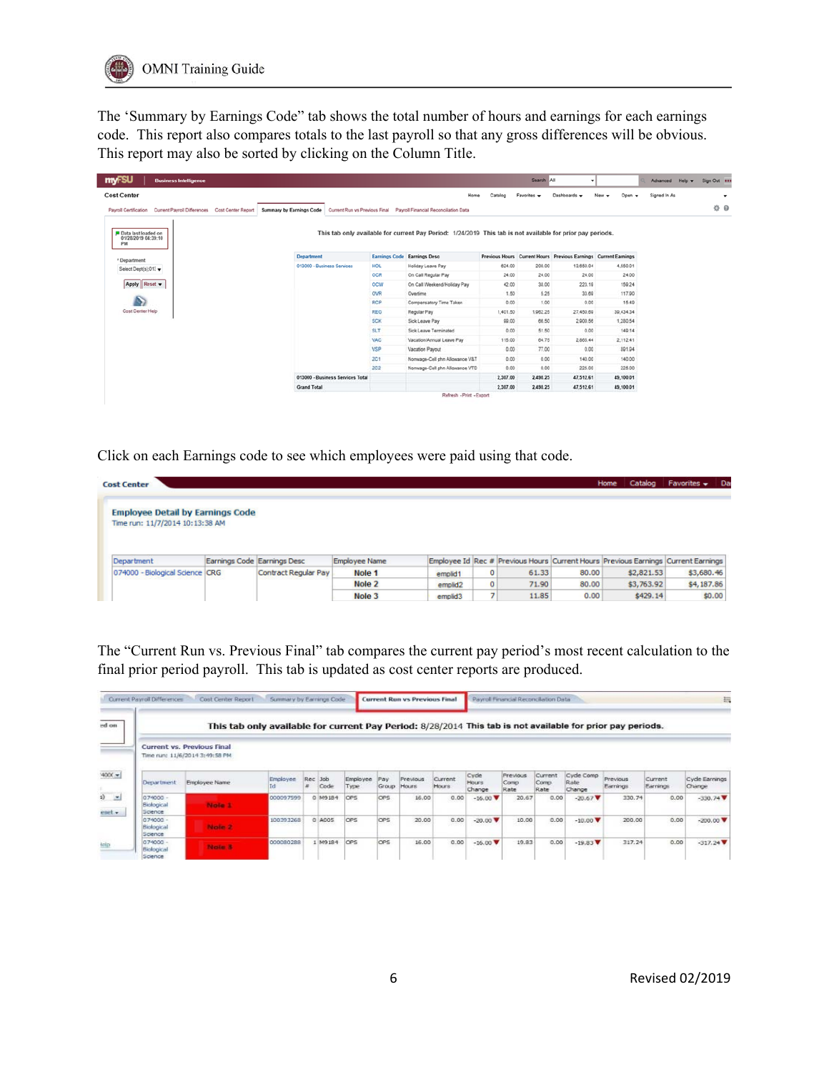The 'Summary by Earnings Code" tab shows the total number of hours and earnings for each earnings code. This report also compares totals to the last payroll so that any gross differences will be obvious. This report may also be sorted by clicking on the Column Title.

Click on each Earnings code to see which employees were paid using that code.

The "Current Run vs. Previous Final" tab compares the current pay period's most recent calculation to the final prior period payroll. This tab is updated as cost center reports are produced.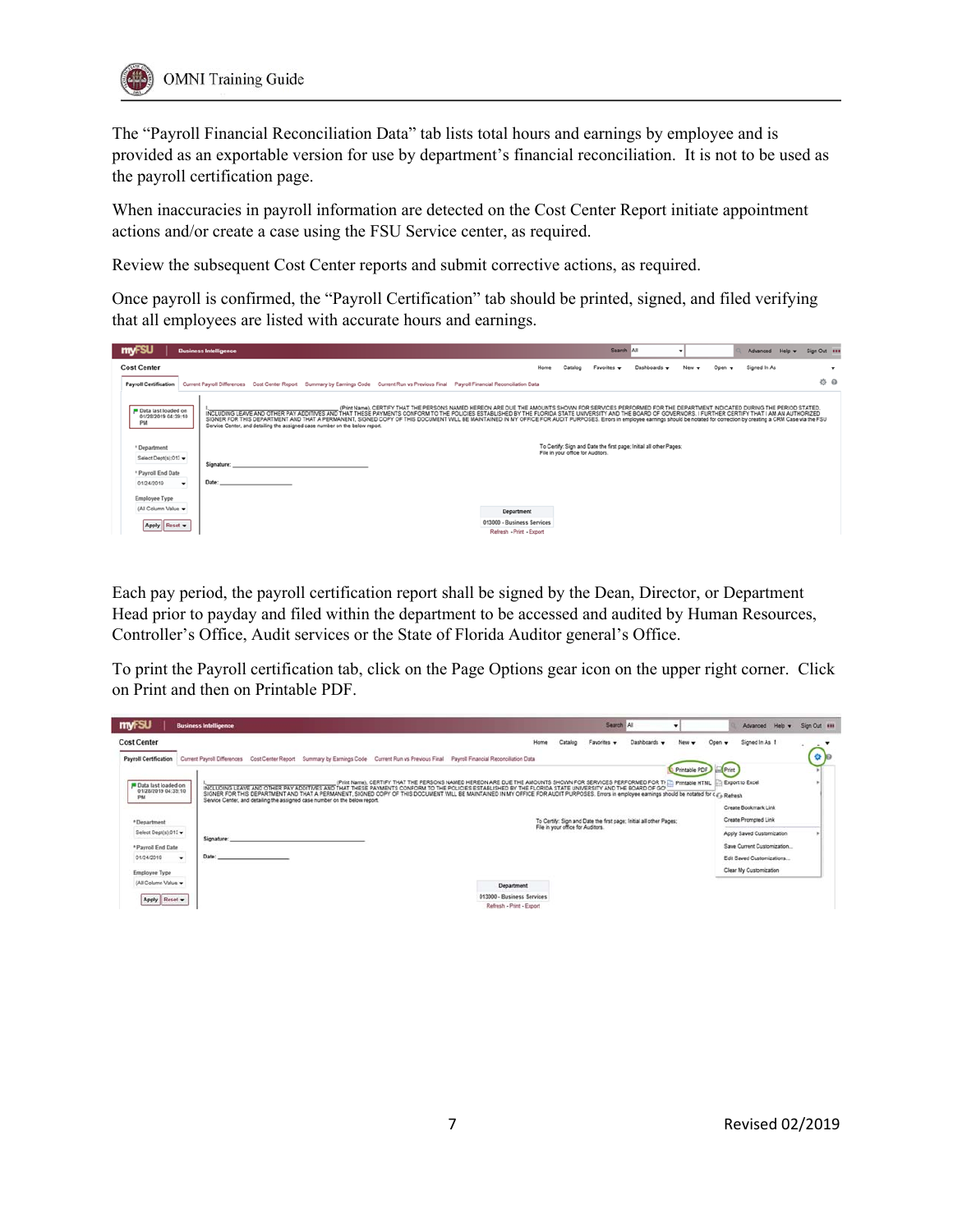The "Payroll Financial Reconciliation Data" tab lists total hours and earnings by employee and is provided as an exportable version for use by department's financial reconciliation. It is not to be used as the payroll certification page.

When inaccuracies in payroll information are detected on the Cost Center Report initiate appointment actions and/or create a case using the FSU Service center, as required.

Review the subsequent Cost Center reports and submit corrective actions, as required.

Once payroll is confirmed, the "Payroll Certification" tab should be printed, signed, and filed verifying that all employees are listed with accurate hours and earnings.

Each pay period, the payroll certification report shall be signed by the Dean, Director, or Department Head prior to payday and filed within the department to be accessed and audited by Human Resources, Controller's Office, Audit services or the State of Florida Auditor general's Office.

To print the Payroll certification tab, click on the Page Options gear icon on the upper right corner. Click on Print and then on Printable PDF.